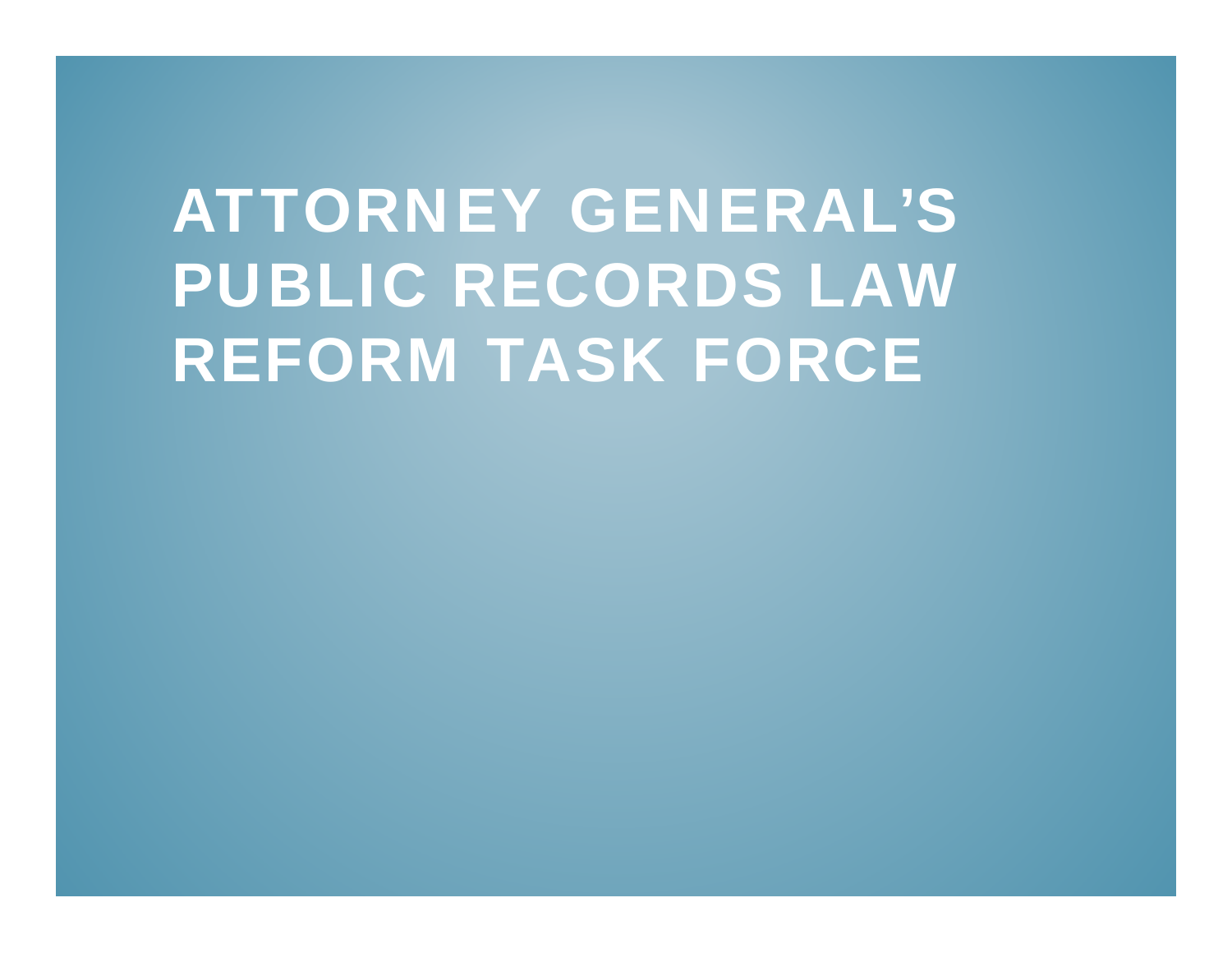# ATTORNEY GENERAL’S PUBLIC RECORDS LAW REFORM TASK FORCE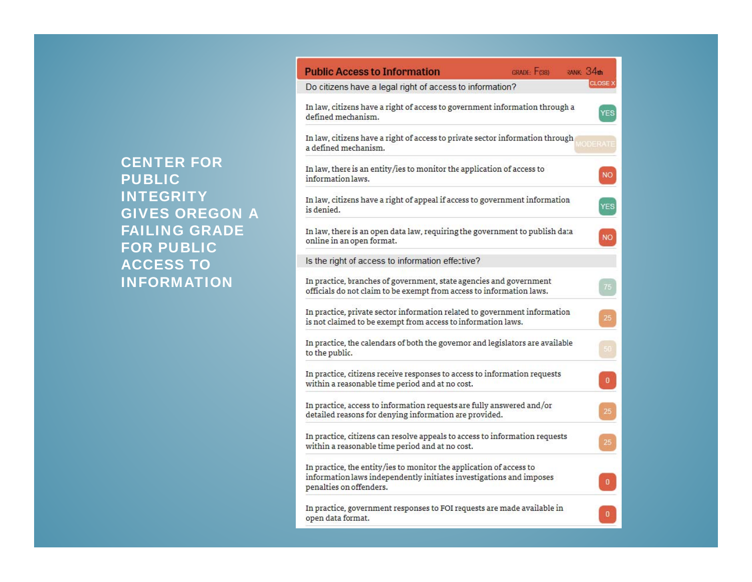# CENTER FOR PUBLIC INTEGRITY GIVES OREGON A FAILING GRADE FOR PUBLIC ACCESS TO INFORMATION

**Public Access to Information** GRADE: F(38) RANK: 34th

| Do citizens have a legal right of access to information? | |
|---|---|
| In law, citizens have a right of access to government information through a defined mechanism. | YES |
| In law, citizens have a right of access to private sector information through a defined mechanism. | MODERATE |
| In law, there is an entity/ies to monitor the application of access to information laws. | NO |
| In law, citizens have a right of appeal if access to government information is denied. | YES |
| In law, there is an open data law, requiring the government to publish data online in an open format. | NO |
| **Is the right of access to information effective?** | |
| In practice, branches of government, state agencies and government officials do not claim to be exempt from access to information laws. | 75 |
| In practice, private sector information related to government information is not claimed to be exempt from access to information laws. | 25 |
| In practice, the calendars of both the governor and legislators are available to the public. | 50 |
| In practice, citizens receive responses to access to information requests within a reasonable time period and at no cost. | 0 |
| In practice, access to information requests are fully answered and/or detailed reasons for denying information are provided. | 25 |
| In practice, citizens can resolve appeals to access to information requests within a reasonable time period and at no cost. | 25 |
| In practice, the entity/ies to monitor the application of access to information laws independently initiates investigations and imposes penalties on offenders. | 0 |
| In practice, government responses to FOI requests are made available in open data format. | 0 |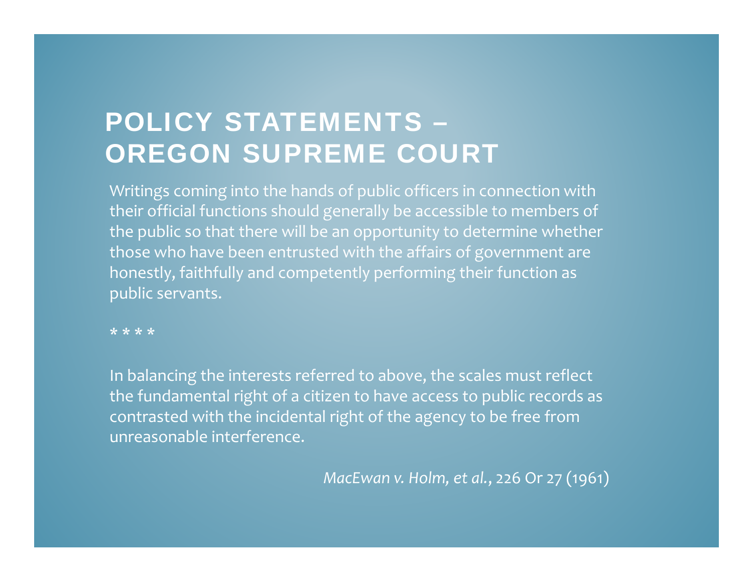# POLICY STATEMENTS – OREGON SUPREME COURT

Writings coming into the hands of public officers in connection with their official functions should generally be accessible to members of the public so that there will be an opportunity to determine whether those who have been entrusted with the affairs of government are honestly, faithfully and competently performing their function as public servants.

* * * *

In balancing the interests referred to above, the scales must reflect the fundamental right of a citizen to have access to public records as contrasted with the incidental right of the agency to be free from unreasonable interference.

*MacEwan v. Holm, et al.*, 226 Or 27 (1961)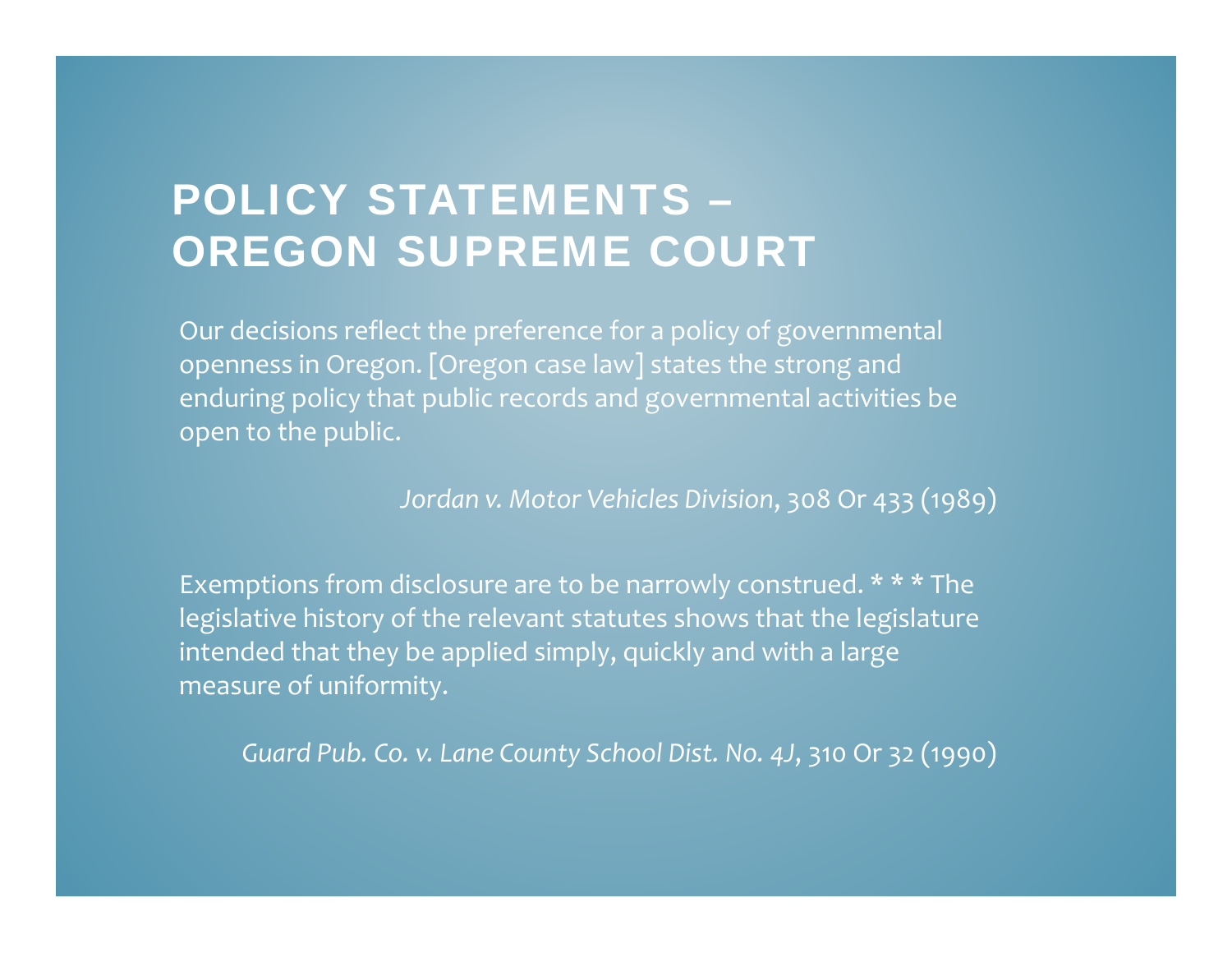# POLICY STATEMENTS – OREGON SUPREME COURT

Our decisions reflect the preference for a policy of governmental openness in Oregon. [Oregon case law] states the strong and enduring policy that public records and governmental activities be open to the public.

*Jordan v. Motor Vehicles Division*, 308 Or 433 (1989)

Exemptions from disclosure are to be narrowly construed. * * * The legislative history of the relevant statutes shows that the legislature intended that they be applied simply, quickly and with a large measure of uniformity.

*Guard Pub. Co. v. Lane County School Dist. No. 4J*, 310 Or 32 (1990)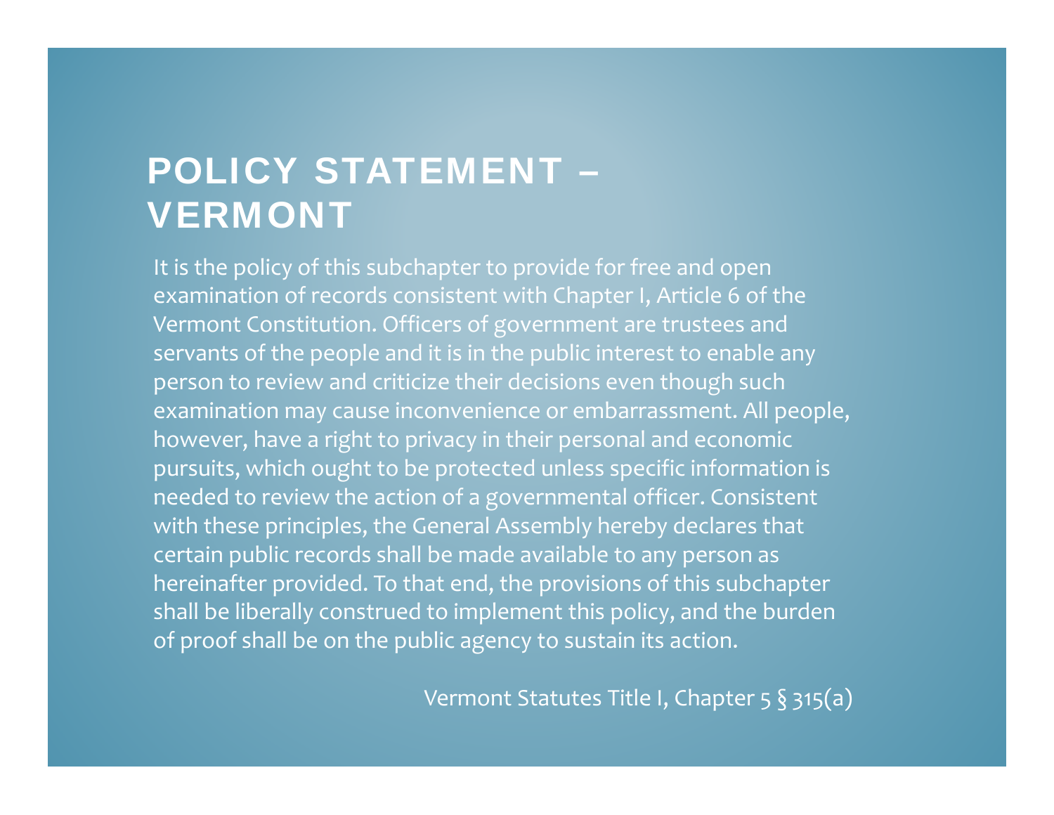# POLICY STATEMENT – VERMONT

It is the policy of this subchapter to provide for free and open examination of records consistent with Chapter I, Article 6 of the Vermont Constitution. Officers of government are trustees and servants of the people and it is in the public interest to enable any person to review and criticize their decisions even though such examination may cause inconvenience or embarrassment. All people, however, have a right to privacy in their personal and economic pursuits, which ought to be protected unless specific information is needed to review the action of a governmental officer. Consistent with these principles, the General Assembly hereby declares that certain public records shall be made available to any person as hereinafter provided. To that end, the provisions of this subchapter shall be liberally construed to implement this policy, and the burden of proof shall be on the public agency to sustain its action.

Vermont Statutes Title I, Chapter 5 § 315(a)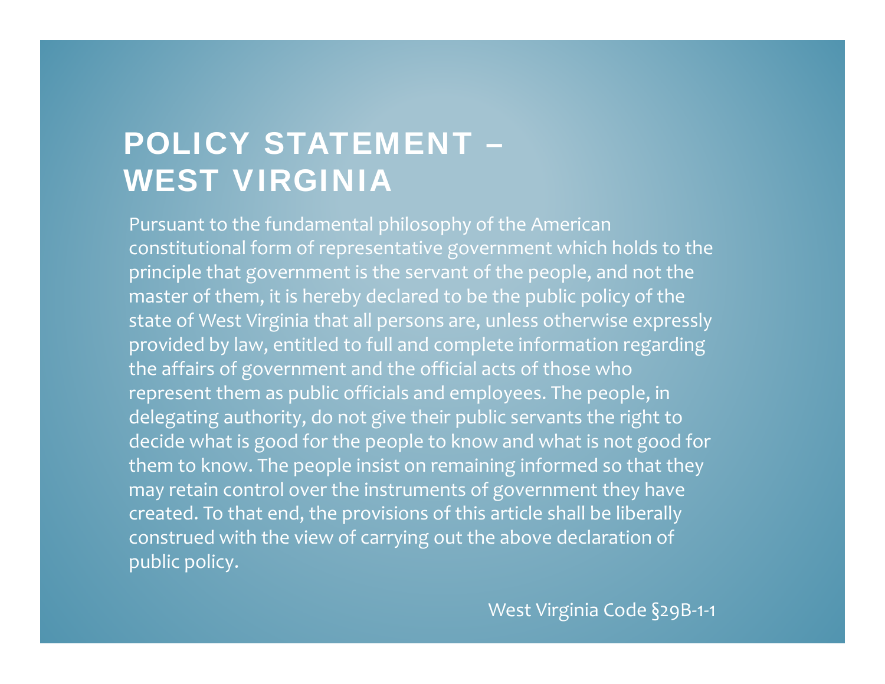# POLICY STATEMENT – WEST VIRGINIA

Pursuant to the fundamental philosophy of the American constitutional form of representative government which holds to the principle that government is the servant of the people, and not the master of them, it is hereby declared to be the public policy of the state of West Virginia that all persons are, unless otherwise expressly provided by law, entitled to full and complete information regarding the affairs of government and the official acts of those who represent them as public officials and employees. The people, in delegating authority, do not give their public servants the right to decide what is good for the people to know and what is not good for them to know. The people insist on remaining informed so that they may retain control over the instruments of government they have created. To that end, the provisions of this article shall be liberally construed with the view of carrying out the above declaration of public policy.

West Virginia Code §29B-1-1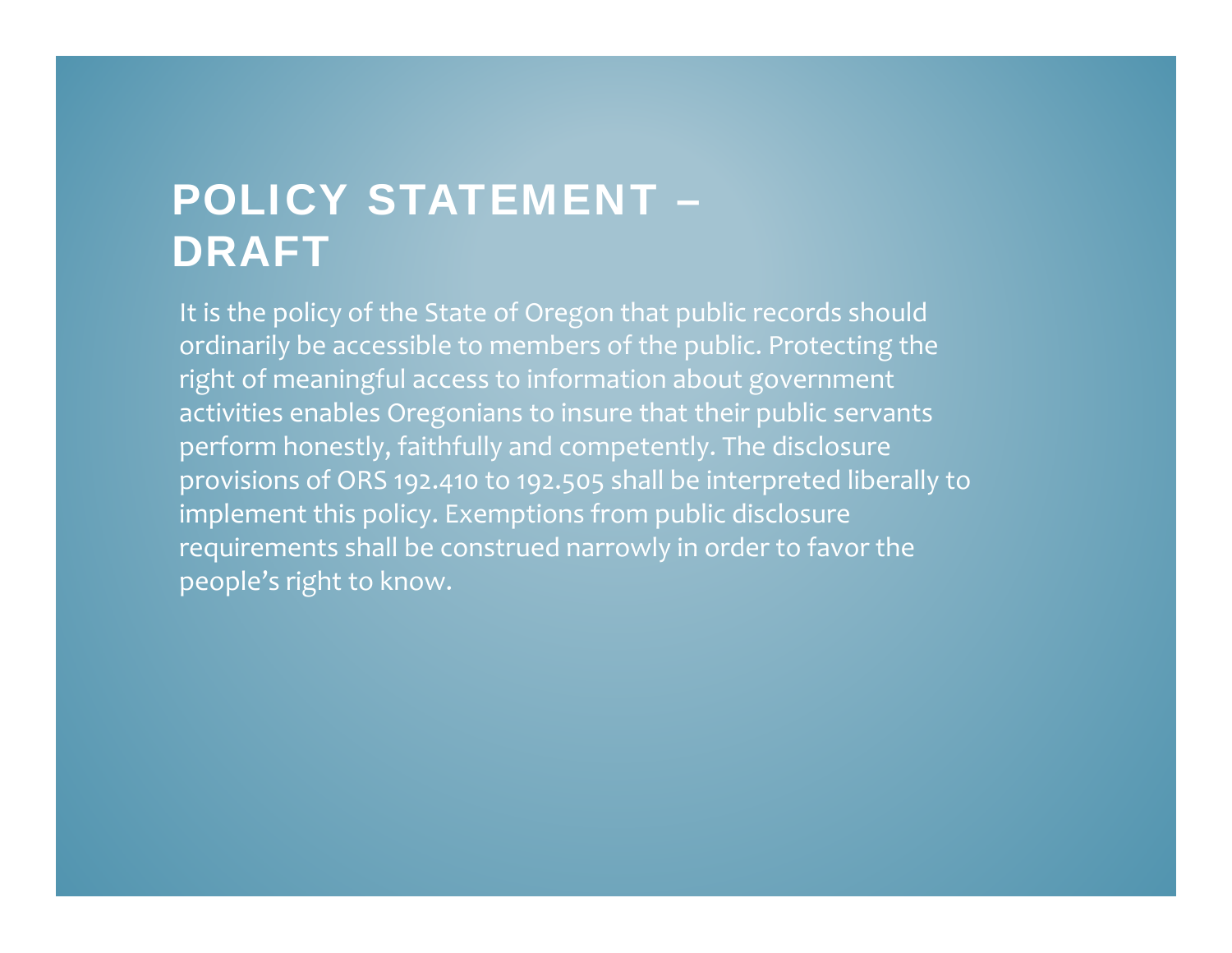# POLICY STATEMENT – DRAFT

It is the policy of the State of Oregon that public records should ordinarily be accessible to members of the public. Protecting the right of meaningful access to information about government activities enables Oregonians to insure that their public servants perform honestly, faithfully and competently. The disclosure provisions of ORS 192.410 to 192.505 shall be interpreted liberally to implement this policy. Exemptions from public disclosure requirements shall be construed narrowly in order to favor the people's right to know.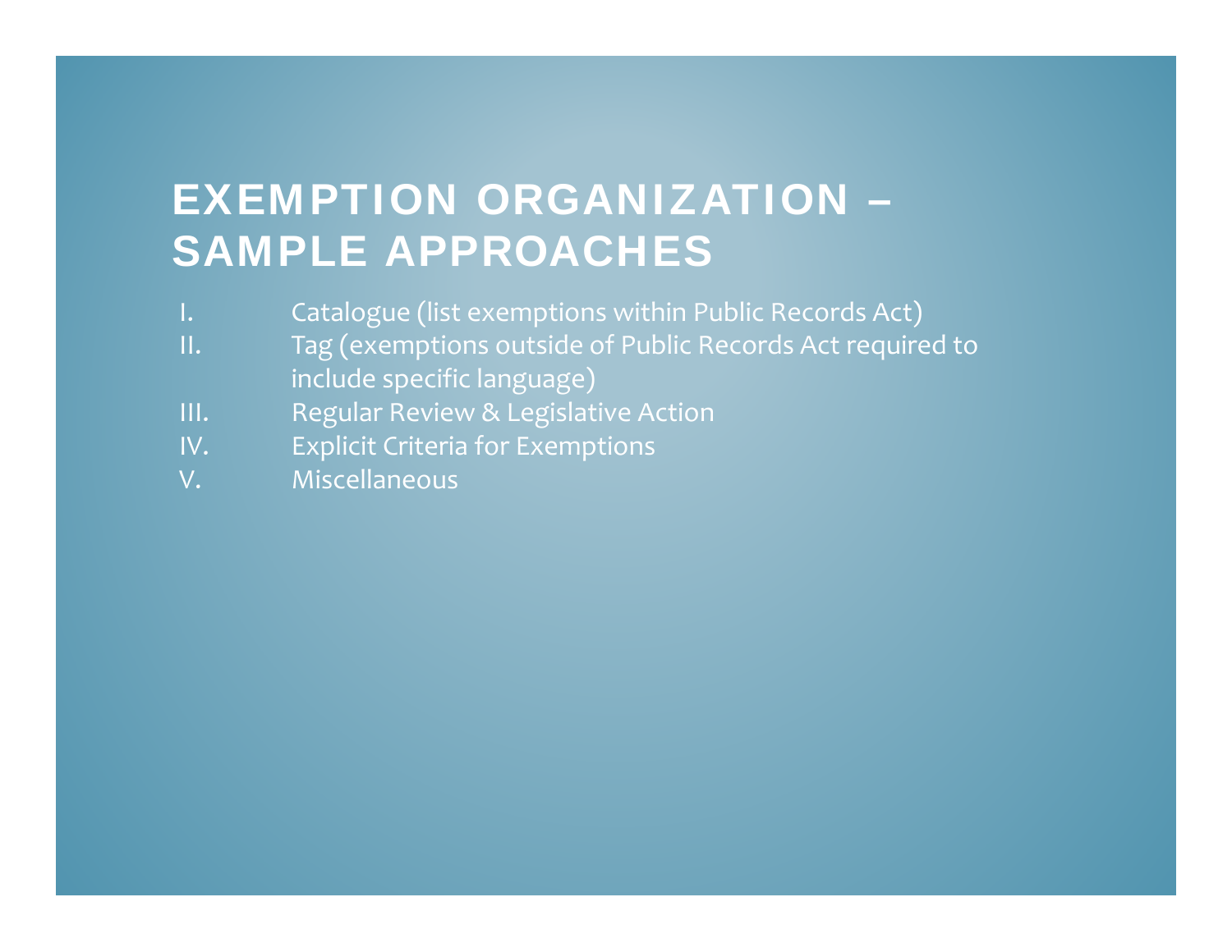# EXEMPTION ORGANIZATION – SAMPLE APPROACHES

I. Catalogue (list exemptions within Public Records Act)
II. Tag (exemptions outside of Public Records Act required to include specific language)
III. Regular Review & Legislative Action
IV. Explicit Criteria for Exemptions
V. Miscellaneous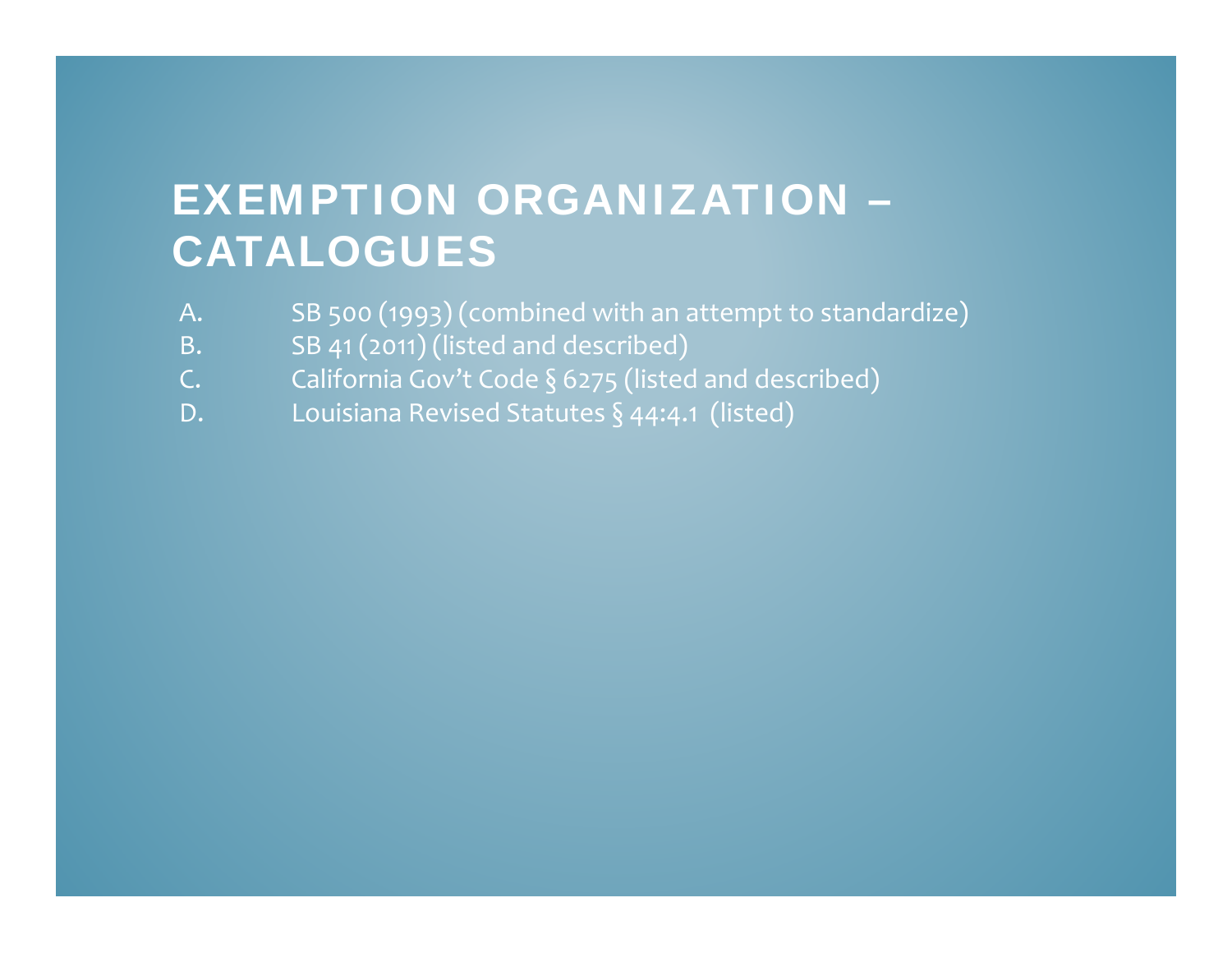# EXEMPTION ORGANIZATION – CATALOGUES

A. SB 500 (1993) (combined with an attempt to standardize)
B. SB 41 (2011) (listed and described)
C. California Gov't Code § 6275 (listed and described)
D. Louisiana Revised Statutes § 44:4.1 (listed)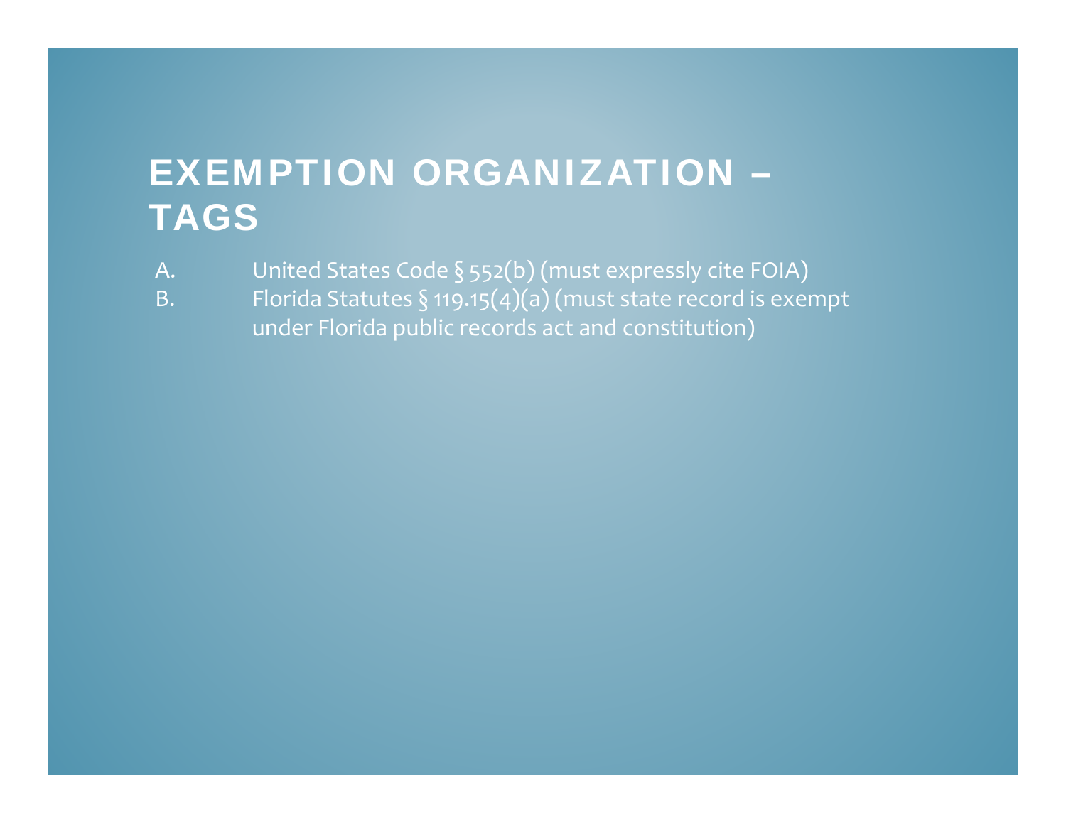# EXEMPTION ORGANIZATION – TAGS

A. United States Code § 552(b) (must expressly cite FOIA)

B. Florida Statutes § 119.15(4)(a) (must state record is exempt under Florida public records act and constitution)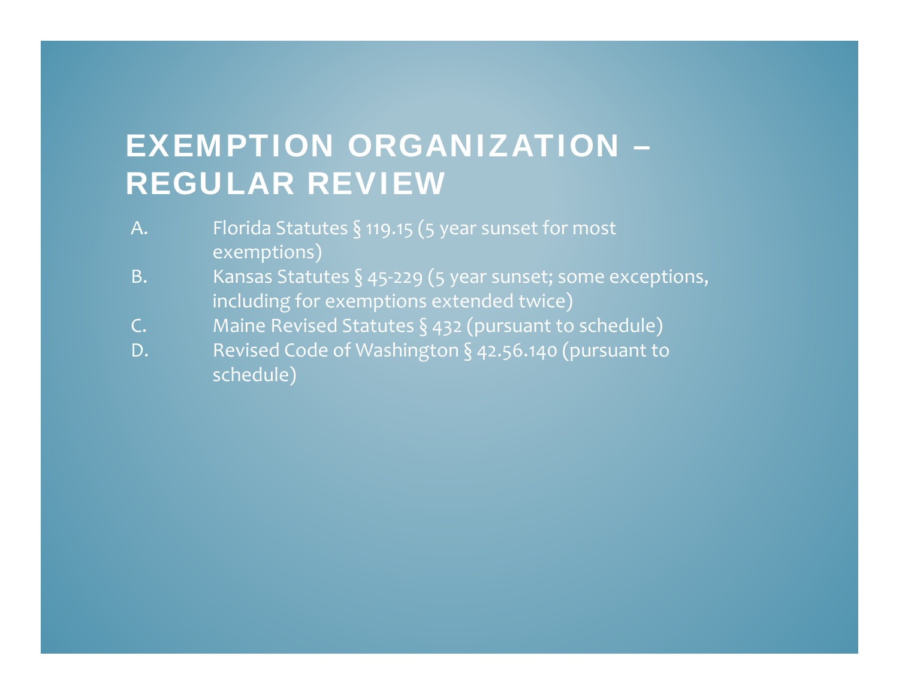# EXEMPTION ORGANIZATION – REGULAR REVIEW

A. Florida Statutes § 119.15 (5 year sunset for most exemptions)

B. Kansas Statutes § 45-229 (5 year sunset; some exceptions, including for exemptions extended twice)

C. Maine Revised Statutes § 432 (pursuant to schedule)

D. Revised Code of Washington § 42.56.140 (pursuant to schedule)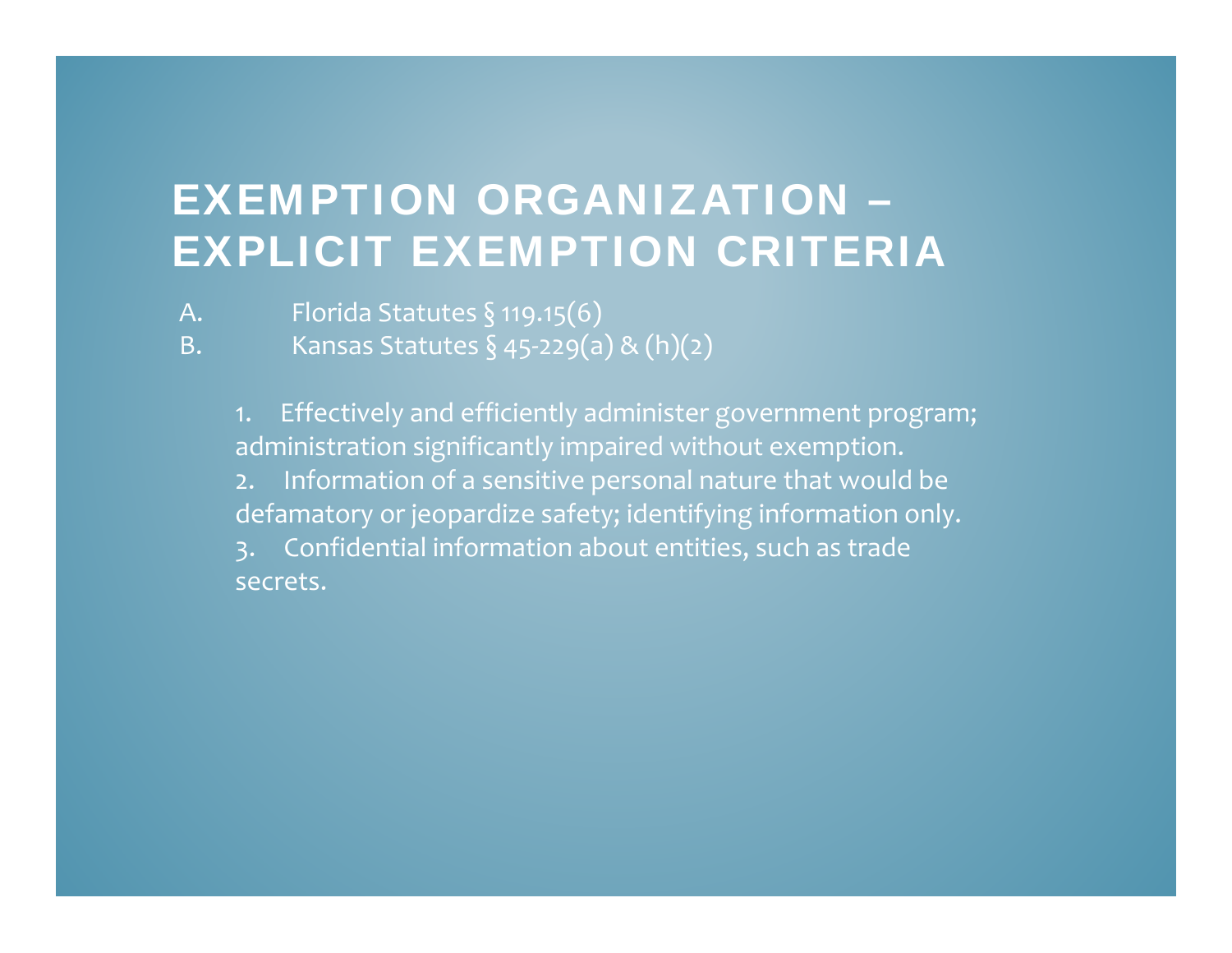# EXEMPTION ORGANIZATION – EXPLICIT EXEMPTION CRITERIA

A. Florida Statutes § 119.15(6)

B. Kansas Statutes § 45-229(a) & (h)(2)

1. Effectively and efficiently administer government program; administration significantly impaired without exemption.
2. Information of a sensitive personal nature that would be defamatory or jeopardize safety; identifying information only.
3. Confidential information about entities, such as trade secrets.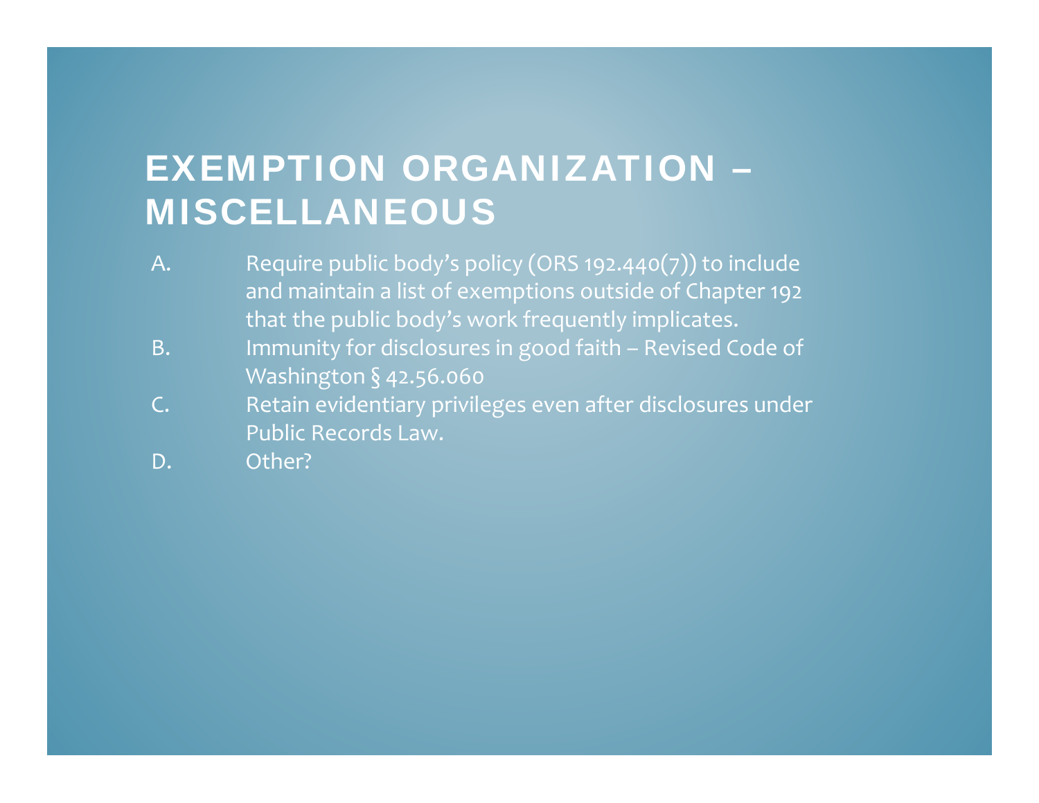# EXEMPTION ORGANIZATION – MISCELLANEOUS

A. Require public body's policy (ORS 192.440(7)) to include and maintain a list of exemptions outside of Chapter 192 that the public body's work frequently implicates.

B. Immunity for disclosures in good faith – Revised Code of Washington § 42.56.060

C. Retain evidentiary privileges even after disclosures under Public Records Law.

D. Other?